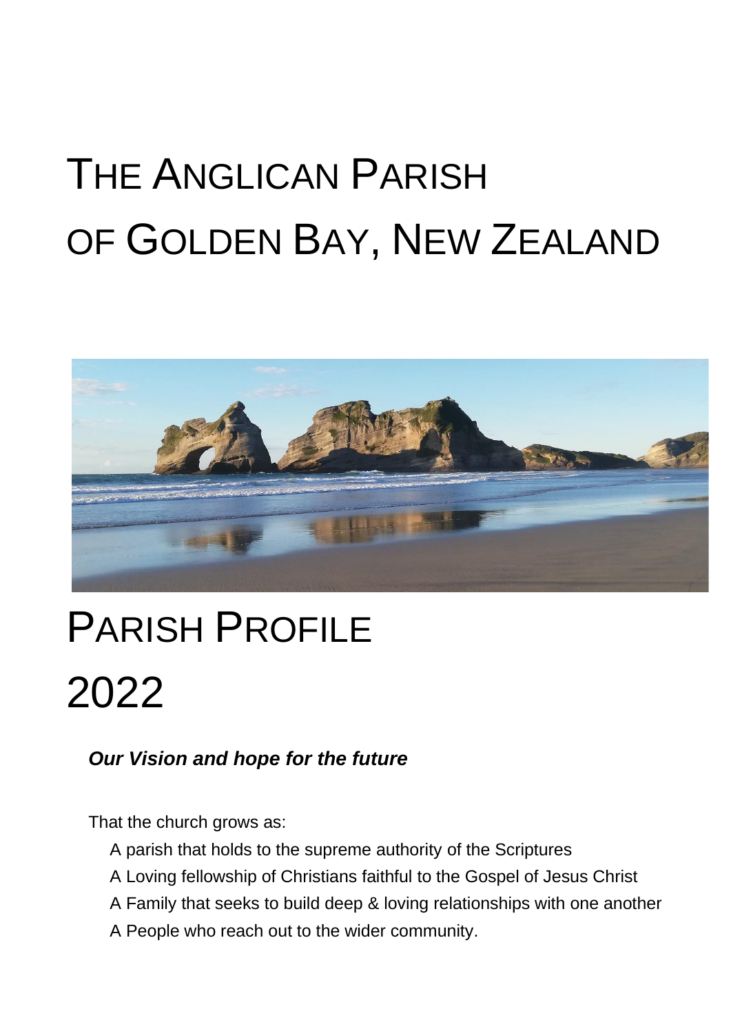# The Anglican Parish of Golden Bay, New Zealand

# Parish Profile 2022

***Our Vision and hope for the future***

That the church grows as:

- A parish that holds to the supreme authority of the Scriptures
- A Loving fellowship of Christians faithful to the Gospel of Jesus Christ
- A Family that seeks to build deep & loving relationships with one another
- A People who reach out to the wider community.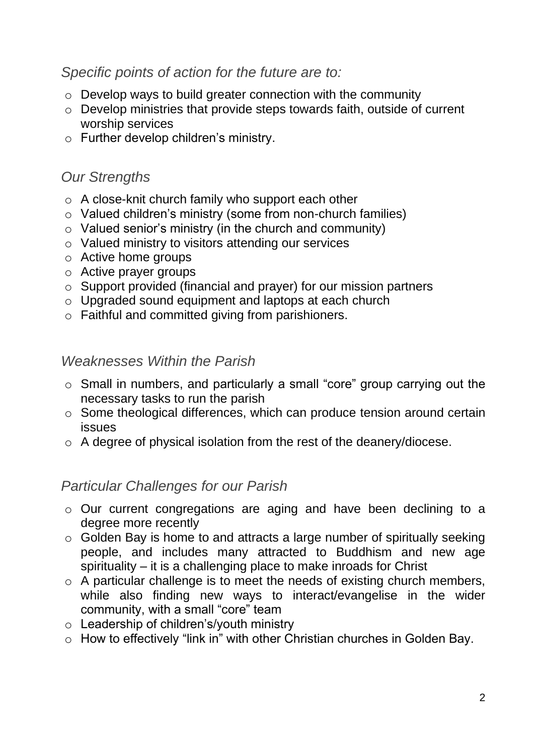*Specific points of action for the future are to:*

- Develop ways to build greater connection with the community
- Develop ministries that provide steps towards faith, outside of current worship services
- Further develop children's ministry.

## *Our Strengths*

- A close-knit church family who support each other
- Valued children's ministry (some from non-church families)
- Valued senior's ministry (in the church and community)
- Valued ministry to visitors attending our services
- Active home groups
- Active prayer groups
- Support provided (financial and prayer) for our mission partners
- Upgraded sound equipment and laptops at each church
- Faithful and committed giving from parishioners.

## *Weaknesses Within the Parish*

- Small in numbers, and particularly a small "core" group carrying out the necessary tasks to run the parish
- Some theological differences, which can produce tension around certain issues
- A degree of physical isolation from the rest of the deanery/diocese.

## *Particular Challenges for our Parish*

- Our current congregations are aging and have been declining to a degree more recently
- Golden Bay is home to and attracts a large number of spiritually seeking people, and includes many attracted to Buddhism and new age spirituality – it is a challenging place to make inroads for Christ
- A particular challenge is to meet the needs of existing church members, while also finding new ways to interact/evangelise in the wider community, with a small "core" team
- Leadership of children's/youth ministry
- How to effectively "link in" with other Christian churches in Golden Bay.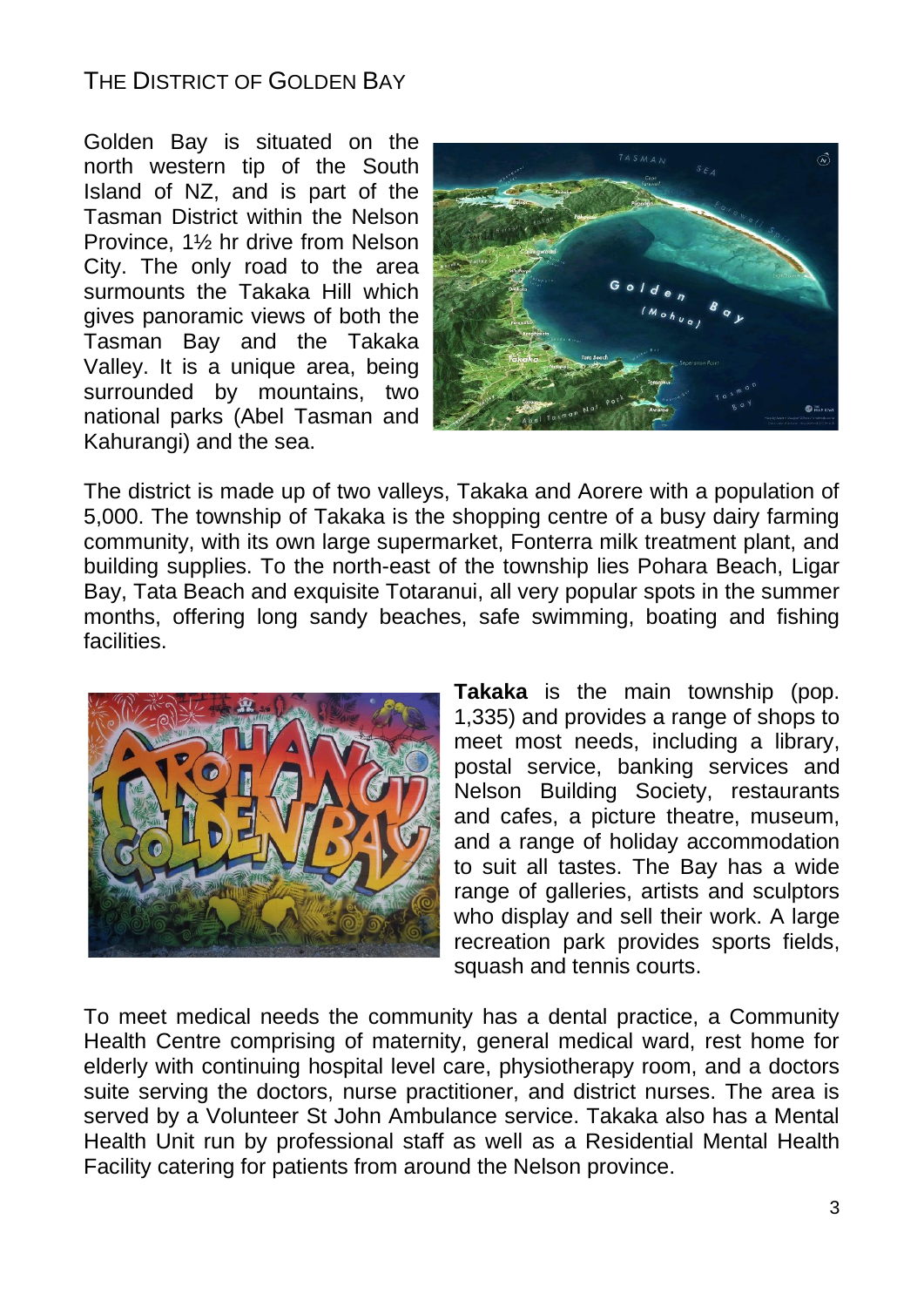## THE DISTRICT OF GOLDEN BAY

Golden Bay is situated on the north western tip of the South Island of NZ, and is part of the Tasman District within the Nelson Province, 1½ hr drive from Nelson City. The only road to the area surmounts the Takaka Hill which gives panoramic views of both the Tasman Bay and the Takaka Valley. It is a unique area, being surrounded by mountains, two national parks (Abel Tasman and Kahurangi) and the sea.

The district is made up of two valleys, Takaka and Aorere with a population of 5,000. The township of Takaka is the shopping centre of a busy dairy farming community, with its own large supermarket, Fonterra milk treatment plant, and building supplies. To the north-east of the township lies Pohara Beach, Ligar Bay, Tata Beach and exquisite Totaranui, all very popular spots in the summer months, offering long sandy beaches, safe swimming, boating and fishing facilities.

**Takaka** is the main township (pop. 1,335) and provides a range of shops to meet most needs, including a library, postal service, banking services and Nelson Building Society, restaurants and cafes, a picture theatre, museum, and a range of holiday accommodation to suit all tastes. The Bay has a wide range of galleries, artists and sculptors who display and sell their work. A large recreation park provides sports fields, squash and tennis courts.

To meet medical needs the community has a dental practice, a Community Health Centre comprising of maternity, general medical ward, rest home for elderly with continuing hospital level care, physiotherapy room, and a doctors suite serving the doctors, nurse practitioner, and district nurses. The area is served by a Volunteer St John Ambulance service. Takaka also has a Mental Health Unit run by professional staff as well as a Residential Mental Health Facility catering for patients from around the Nelson province.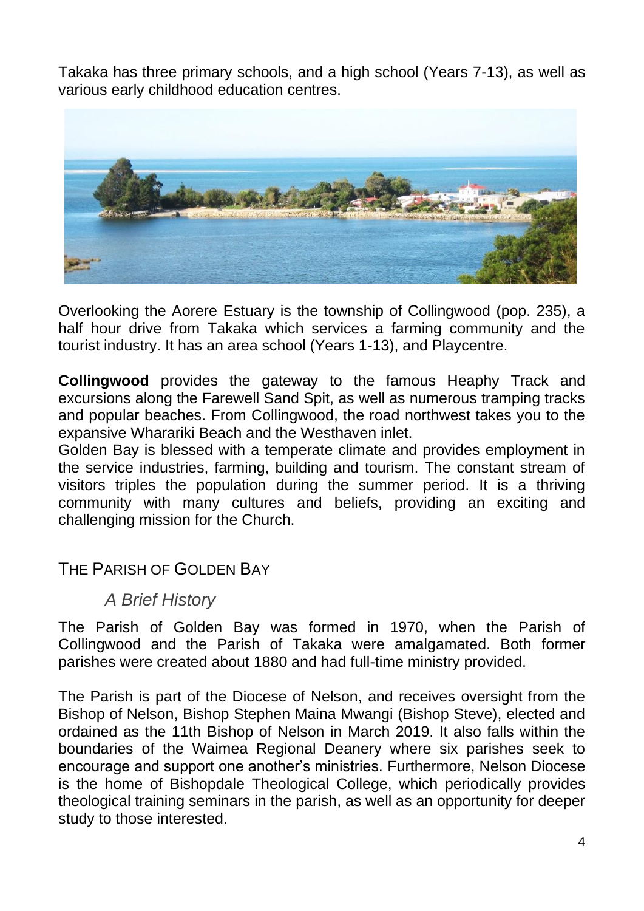Takaka has three primary schools, and a high school (Years 7-13), as well as various early childhood education centres.

Overlooking the Aorere Estuary is the township of Collingwood (pop. 235), a half hour drive from Takaka which services a farming community and the tourist industry. It has an area school (Years 1-13), and Playcentre.

**Collingwood** provides the gateway to the famous Heaphy Track and excursions along the Farewell Sand Spit, as well as numerous tramping tracks and popular beaches. From Collingwood, the road northwest takes you to the expansive Wharariki Beach and the Westhaven inlet.

Golden Bay is blessed with a temperate climate and provides employment in the service industries, farming, building and tourism. The constant stream of visitors triples the population during the summer period. It is a thriving community with many cultures and beliefs, providing an exciting and challenging mission for the Church.

## The Parish of Golden Bay

### *A Brief History*

The Parish of Golden Bay was formed in 1970, when the Parish of Collingwood and the Parish of Takaka were amalgamated. Both former parishes were created about 1880 and had full-time ministry provided.

The Parish is part of the Diocese of Nelson, and receives oversight from the Bishop of Nelson, Bishop Stephen Maina Mwangi (Bishop Steve), elected and ordained as the 11th Bishop of Nelson in March 2019. It also falls within the boundaries of the Waimea Regional Deanery where six parishes seek to encourage and support one another's ministries. Furthermore, Nelson Diocese is the home of Bishopdale Theological College, which periodically provides theological training seminars in the parish, as well as an opportunity for deeper study to those interested.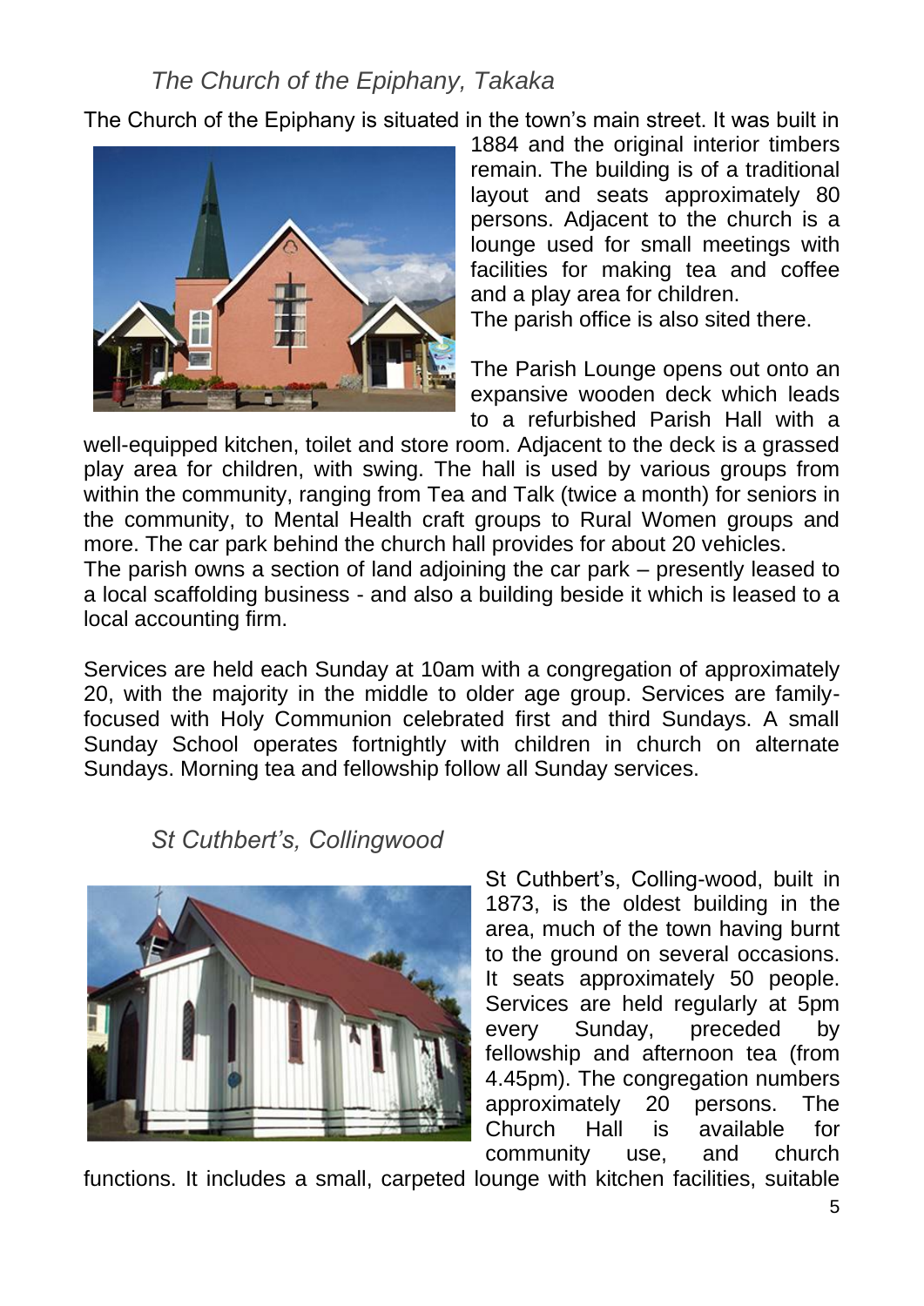### *The Church of the Epiphany, Takaka*

The Church of the Epiphany is situated in the town's main street. It was built in 1884 and the original interior timbers remain. The building is of a traditional layout and seats approximately 80 persons. Adjacent to the church is a lounge used for small meetings with facilities for making tea and coffee and a play area for children.
The parish office is also sited there.

The Parish Lounge opens out onto an expansive wooden deck which leads to a refurbished Parish Hall with a well-equipped kitchen, toilet and store room. Adjacent to the deck is a grassed play area for children, with swing. The hall is used by various groups from within the community, ranging from Tea and Talk (twice a month) for seniors in the community, to Mental Health craft groups to Rural Women groups and more. The car park behind the church hall provides for about 20 vehicles.
The parish owns a section of land adjoining the car park – presently leased to a local scaffolding business - and also a building beside it which is leased to a local accounting firm.

Services are held each Sunday at 10am with a congregation of approximately 20, with the majority in the middle to older age group. Services are family-focused with Holy Communion celebrated first and third Sundays. A small Sunday School operates fortnightly with children in church on alternate Sundays. Morning tea and fellowship follow all Sunday services.

### *St Cuthbert's, Collingwood*

St Cuthbert's, Colling-wood, built in 1873, is the oldest building in the area, much of the town having burnt to the ground on several occasions. It seats approximately 50 people. Services are held regularly at 5pm every Sunday, preceded by fellowship and afternoon tea (from 4.45pm). The congregation numbers approximately 20 persons. The Church Hall is available for community use, and church functions. It includes a small, carpeted lounge with kitchen facilities, suitable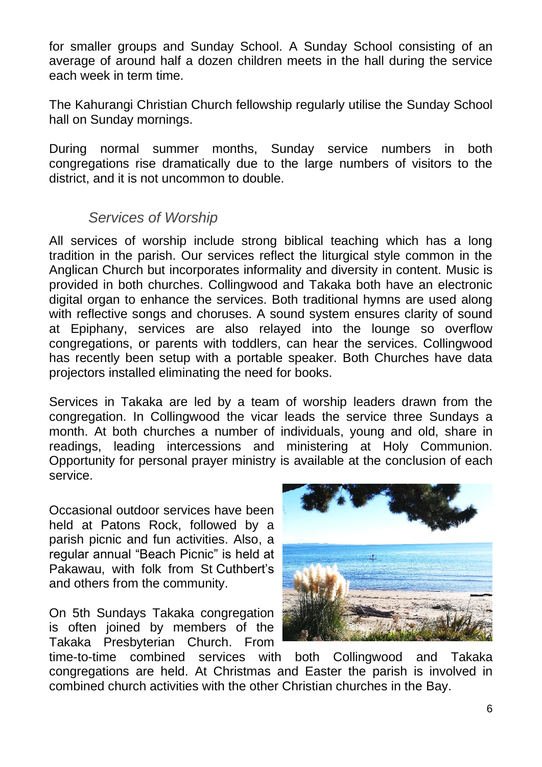for smaller groups and Sunday School. A Sunday School consisting of an average of around half a dozen children meets in the hall during the service each week in term time.

The Kahurangi Christian Church fellowship regularly utilise the Sunday School hall on Sunday mornings.

During normal summer months, Sunday service numbers in both congregations rise dramatically due to the large numbers of visitors to the district, and it is not uncommon to double.

## *Services of Worship*

All services of worship include strong biblical teaching which has a long tradition in the parish. Our services reflect the liturgical style common in the Anglican Church but incorporates informality and diversity in content. Music is provided in both churches. Collingwood and Takaka both have an electronic digital organ to enhance the services. Both traditional hymns are used along with reflective songs and choruses. A sound system ensures clarity of sound at Epiphany, services are also relayed into the lounge so overflow congregations, or parents with toddlers, can hear the services. Collingwood has recently been setup with a portable speaker. Both Churches have data projectors installed eliminating the need for books.

Services in Takaka are led by a team of worship leaders drawn from the congregation. In Collingwood the vicar leads the service three Sundays a month. At both churches a number of individuals, young and old, share in readings, leading intercessions and ministering at Holy Communion. Opportunity for personal prayer ministry is available at the conclusion of each service.

Occasional outdoor services have been held at Patons Rock, followed by a parish picnic and fun activities. Also, a regular annual “Beach Picnic” is held at Pakawau, with folk from St Cuthbert’s and others from the community.

On 5th Sundays Takaka congregation is often joined by members of the Takaka Presbyterian Church. From time-to-time combined services with both Collingwood and Takaka congregations are held. At Christmas and Easter the parish is involved in combined church activities with the other Christian churches in the Bay.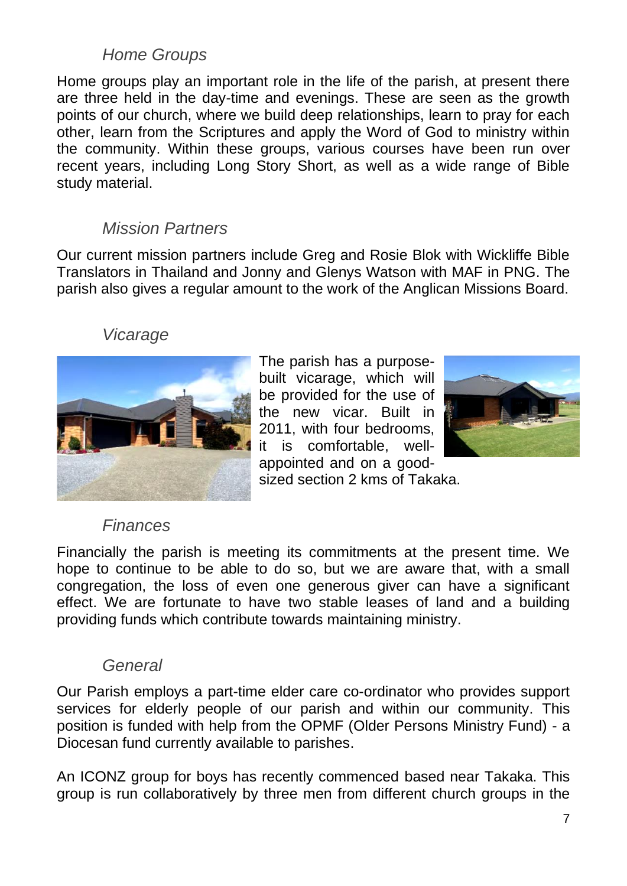### *Home Groups*

Home groups play an important role in the life of the parish, at present there are three held in the day-time and evenings. These are seen as the growth points of our church, where we build deep relationships, learn to pray for each other, learn from the Scriptures and apply the Word of God to ministry within the community. Within these groups, various courses have been run over recent years, including Long Story Short, as well as a wide range of Bible study material.

### *Mission Partners*

Our current mission partners include Greg and Rosie Blok with Wickliffe Bible Translators in Thailand and Jonny and Glenys Watson with MAF in PNG. The parish also gives a regular amount to the work of the Anglican Missions Board.

### *Vicarage*

The parish has a purpose-built vicarage, which will be provided for the use of the new vicar. Built in 2011, with four bedrooms, it is comfortable, well-appointed and on a good-sized section 2 kms of Takaka.

### *Finances*

Financially the parish is meeting its commitments at the present time. We hope to continue to be able to do so, but we are aware that, with a small congregation, the loss of even one generous giver can have a significant effect. We are fortunate to have two stable leases of land and a building providing funds which contribute towards maintaining ministry.

### *General*

Our Parish employs a part-time elder care co-ordinator who provides support services for elderly people of our parish and within our community. This position is funded with help from the OPMF (Older Persons Ministry Fund) - a Diocesan fund currently available to parishes.

An ICONZ group for boys has recently commenced based near Takaka. This group is run collaboratively by three men from different church groups in the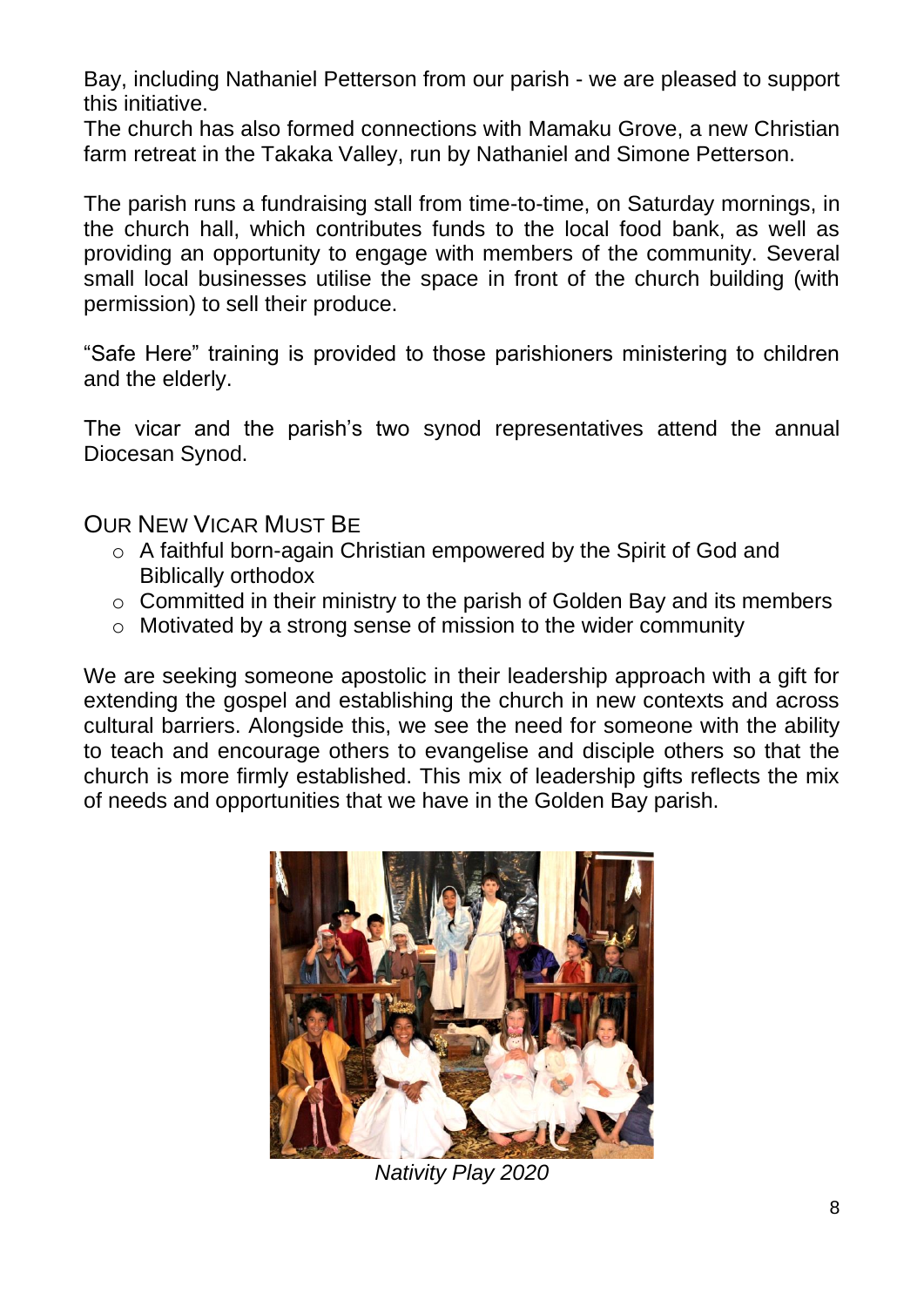Bay, including Nathaniel Petterson from our parish - we are pleased to support this initiative.
The church has also formed connections with Mamaku Grove, a new Christian farm retreat in the Takaka Valley, run by Nathaniel and Simone Petterson.

The parish runs a fundraising stall from time-to-time, on Saturday mornings, in the church hall, which contributes funds to the local food bank, as well as providing an opportunity to engage with members of the community. Several small local businesses utilise the space in front of the church building (with permission) to sell their produce.

"Safe Here" training is provided to those parishioners ministering to children and the elderly.

The vicar and the parish's two synod representatives attend the annual Diocesan Synod.

## Our New Vicar Must Be

- A faithful born-again Christian empowered by the Spirit of God and Biblically orthodox
- Committed in their ministry to the parish of Golden Bay and its members
- Motivated by a strong sense of mission to the wider community

We are seeking someone apostolic in their leadership approach with a gift for extending the gospel and establishing the church in new contexts and across cultural barriers. Alongside this, we see the need for someone with the ability to teach and encourage others to evangelise and disciple others so that the church is more firmly established. This mix of leadership gifts reflects the mix of needs and opportunities that we have in the Golden Bay parish.

*Nativity Play 2020*